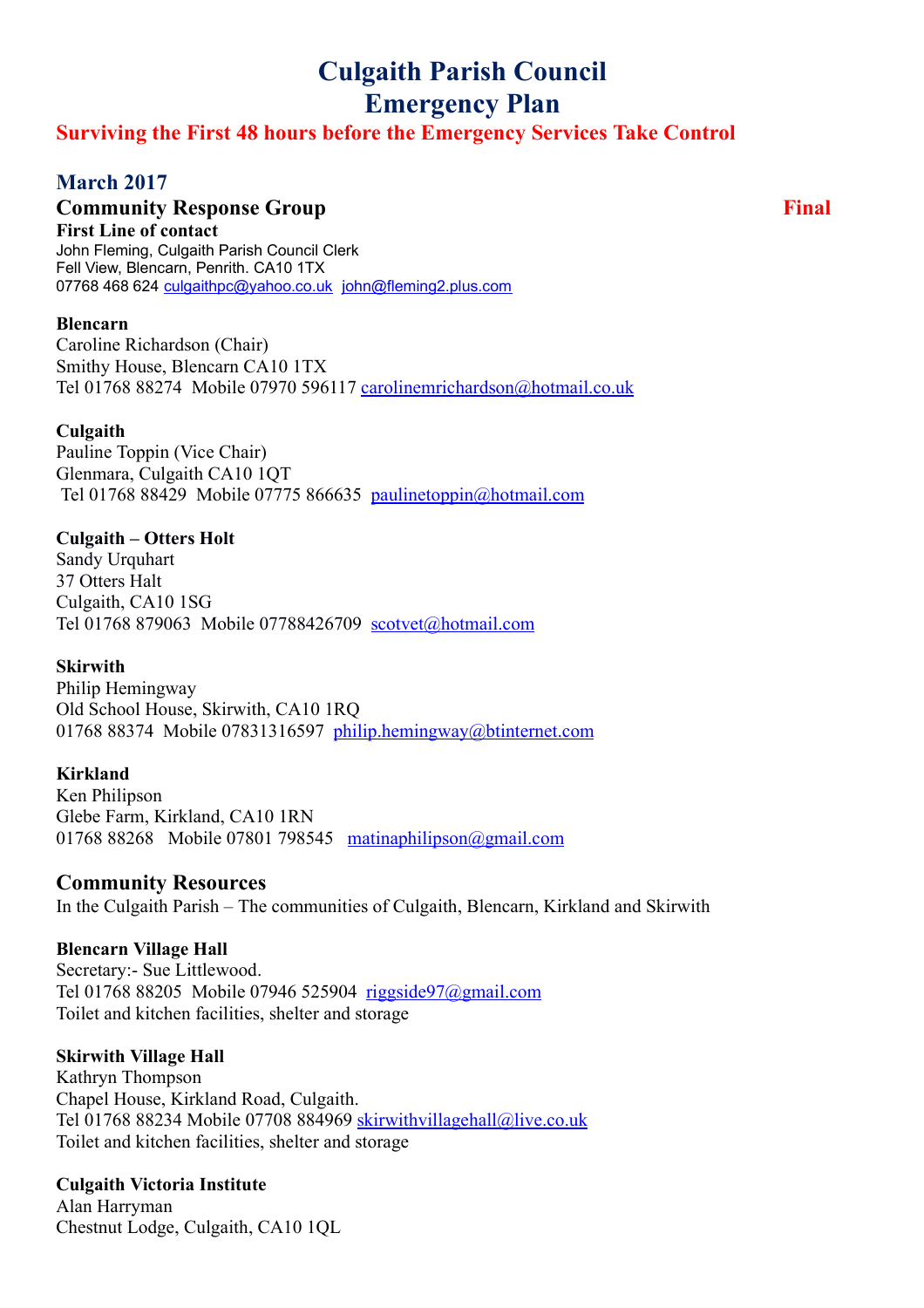# Culgaith Parish Council
# Emergency Plan

## Surviving the First 48 hours before the Emergency Services Take Control

## March 2017

### Community Response Group **Final**

**First Line of contact**
John Fleming, Culgaith Parish Council Clerk
Fell View, Blencarn, Penrith. CA10 1TX
07768 468 624 culgaithpc@yahoo.co.uk john@fleming2.plus.com

**Blencarn**
Caroline Richardson (Chair)
Smithy House, Blencarn CA10 1TX
Tel 01768 88274 Mobile 07970 596117 carolinemrichardson@hotmail.co.uk

**Culgaith**
Pauline Toppin (Vice Chair)
Glenmara, Culgaith CA10 1QT
Tel 01768 88429 Mobile 07775 866635 paulinetoppin@hotmail.com

**Culgaith – Otters Holt**
Sandy Urquhart
37 Otters Halt
Culgaith, CA10 1SG
Tel 01768 879063 Mobile 07788426709 scotvet@hotmail.com

**Skirwith**
Philip Hemingway
Old School House, Skirwith, CA10 1RQ
01768 88374 Mobile 07831316597 philip.hemingway@btinternet.com

**Kirkland**
Ken Philipson
Glebe Farm, Kirkland, CA10 1RN
01768 88268 Mobile 07801 798545 matinaphilipson@gmail.com

### Community Resources

In the Culgaith Parish – The communities of Culgaith, Blencarn, Kirkland and Skirwith

**Blencarn Village Hall**
Secretary:- Sue Littlewood.
Tel 01768 88205 Mobile 07946 525904 riggside97@gmail.com
Toilet and kitchen facilities, shelter and storage

**Skirwith Village Hall**
Kathryn Thompson
Chapel House, Kirkland Road, Culgaith.
Tel 01768 88234 Mobile 07708 884969 skirwithvillagehall@live.co.uk
Toilet and kitchen facilities, shelter and storage

**Culgaith Victoria Institute**
Alan Harryman
Chestnut Lodge, Culgaith, CA10 1QL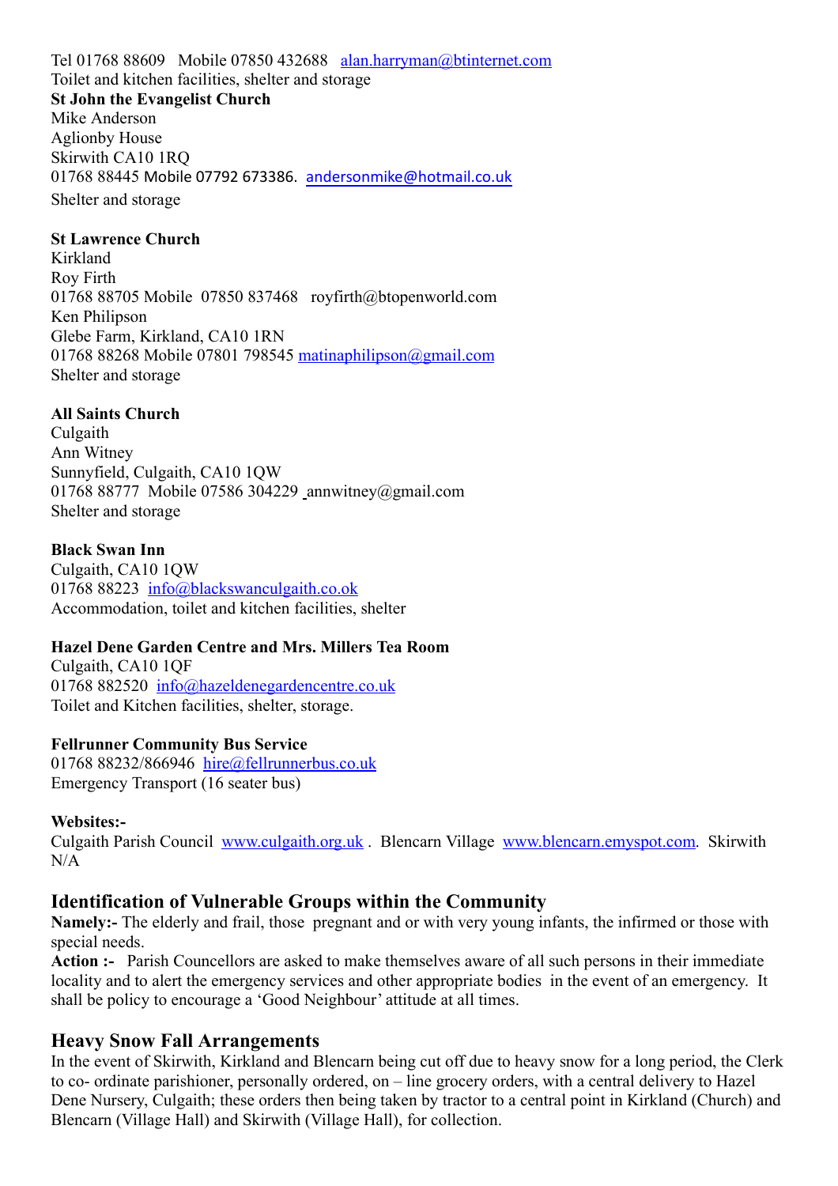Tel 01768 88609 Mobile 07850 432688 alan.harryman@btinternet.com
Toilet and kitchen facilities, shelter and storage

**St John the Evangelist Church**
Mike Anderson
Aglionby House
Skirwith CA10 1RQ
01768 88445 Mobile 07792 673386. andersonmike@hotmail.co.uk
Shelter and storage

**St Lawrence Church**
Kirkland
Roy Firth
01768 88705 Mobile 07850 837468 royfirth@btopenworld.com
Ken Philipson
Glebe Farm, Kirkland, CA10 1RN
01768 88268 Mobile 07801 798545 matinaphilipson@gmail.com
Shelter and storage

**All Saints Church**
Culgaith
Ann Witney
Sunnyfield, Culgaith, CA10 1QW
01768 88777 Mobile 07586 304229 annwitney@gmail.com
Shelter and storage

**Black Swan Inn**
Culgaith, CA10 1QW
01768 88223 info@blackswanculgaith.co.ok
Accommodation, toilet and kitchen facilities, shelter

**Hazel Dene Garden Centre and Mrs. Millers Tea Room**
Culgaith, CA10 1QF
01768 882520 info@hazeldenegardencentre.co.uk
Toilet and Kitchen facilities, shelter, storage.

**Fellrunner Community Bus Service**
01768 88232/866946 hire@fellrunnerbus.co.uk
Emergency Transport (16 seater bus)

**Websites:-**
Culgaith Parish Council www.culgaith.org.uk . Blencarn Village www.blencarn.emyspot.com. Skirwith N/A

## Identification of Vulnerable Groups within the Community

**Namely:-** The elderly and frail, those pregnant and or with very young infants, the infirmed or those with special needs.
**Action :-** Parish Councellors are asked to make themselves aware of all such persons in their immediate locality and to alert the emergency services and other appropriate bodies in the event of an emergency. It shall be policy to encourage a 'Good Neighbour' attitude at all times.

## Heavy Snow Fall Arrangements

In the event of Skirwith, Kirkland and Blencarn being cut off due to heavy snow for a long period, the Clerk to co- ordinate parishioner, personally ordered, on – line grocery orders, with a central delivery to Hazel Dene Nursery, Culgaith; these orders then being taken by tractor to a central point in Kirkland (Church) and Blencarn (Village Hall) and Skirwith (Village Hall), for collection.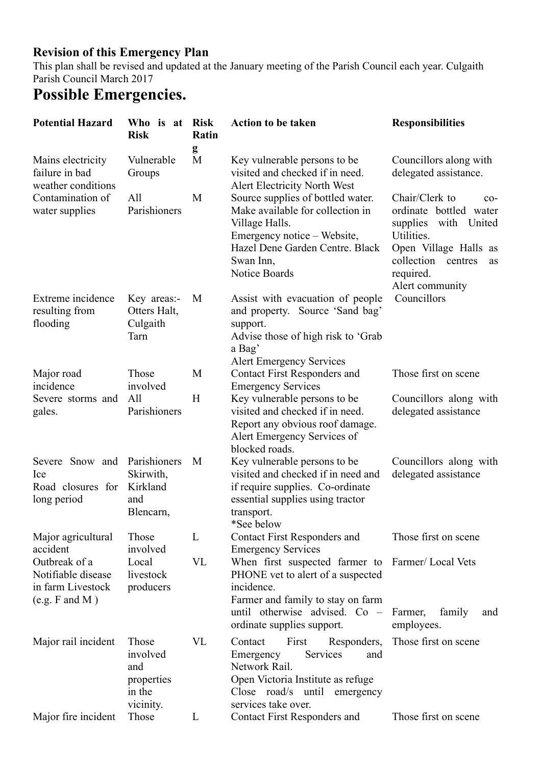**Revision of this Emergency Plan**

This plan shall be revised and updated at the January meeting of the Parish Council each year. Culgaith Parish Council March 2017

# Possible Emergencies.

| Potential Hazard | Who is at Risk | Risk Rating | Action to be taken | Responsibilities |
|---|---|---|---|---|
| Mains electricity failure in bad weather conditions | Vulnerable Groups | M | Key vulnerable persons to be visited and checked if in need. Alert Electricity North West | Councillors along with delegated assistance. |
| Contamination of water supplies | All Parishioners | M | Source supplies of bottled water. Make available for collection in Village Halls. Emergency notice – Website, Hazel Dene Garden Centre. Black Swan Inn, Notice Boards | Chair/Clerk to co-ordinate bottled water supplies with United Utilities. Open Village Halls as collection centres as required. Alert community |
| Extreme incidence resulting from flooding | Key areas:- Otters Halt, Culgaith Tarn | M | Assist with evacuation of people and property. Source 'Sand bag' support. Advise those of high risk to 'Grab a Bag' Alert Emergency Services | Councillors |
| Major road incidence | Those involved | M | Contact First Responders and Emergency Services | Those first on scene |
| Severe storms and gales. | All Parishioners | H | Key vulnerable persons to be visited and checked if in need. Report any obvious roof damage. Alert Emergency Services of blocked roads. | Councillors along with delegated assistance |
| Severe Snow and Ice Road closures for long period | Parishioners Skirwith, Kirkland and Blencarn, | M | Key vulnerable persons to be visited and checked if in need and if require supplies. Co-ordinate essential supplies using tractor transport. *See below | Councillors along with delegated assistance |
| Major agricultural accident | Those involved | L | Contact First Responders and Emergency Services | Those first on scene |
| Outbreak of a Notifiable disease in farm Livestock (e.g. F and M ) | Local livestock producers | VL | When first suspected farmer to PHONE vet to alert of a suspected incidence. Farmer and family to stay on farm until otherwise advised. Co – ordinate supplies support. | Farmer/ Local Vets Farmer, family and employees. |
| Major rail incident | Those involved and properties in the vicinity. | VL | Contact First Responders, Emergency Services and Network Rail. Open Victoria Institute as refuge Close road/s until emergency services take over. | Those first on scene |
| Major fire incident | Those | L | Contact First Responders and | Those first on scene |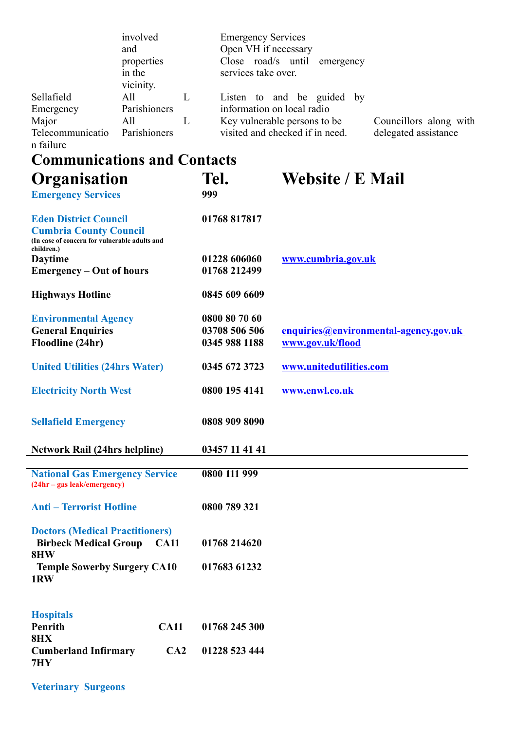| | | | | |
|---|---|---|---|---|
| | involved and properties in the vicinity. | | Emergency Services<br>Open VH if necessary<br>Close road/s until emergency services take over. | |
| Sellafield Emergency | All Parishioners | L | Listen to and be guided by information on local radio | |
| Major Telecommunication failure | All Parishioners | L | Key vulnerable persons to be visited and checked if in need. | Councillors along with delegated assistance |

## Communications and Contacts

| Organisation | Tel. | Website / E Mail |
|---|---|---|
| **Emergency Services** | **999** | |
| **Eden District Council** | **01768 817817** | |
| **Cumbria County Council**<br>(In case of concern for vulnerable adults and children.) | | |
| **Daytime** | **01228 606060** | **www.cumbria.gov.uk** |
| **Emergency – Out of hours** | **01768 212499** | |
| **Highways Hotline** | **0845 609 6609** | |
| **Environmental Agency** | **0800 80 70 60** | |
| **General Enquiries** | **03708 506 506** | **enquiries@environmental-agency.gov.uk** |
| **Floodline (24hr)** | **0345 988 1188** | **www.gov.uk/flood** |
| **United Utilities (24hrs Water)** | **0345 672 3723** | **www.unitedutilities.com** |
| **Electricity North West** | **0800 195 4141** | **www.enwl.co.uk** |
| **Sellafield Emergency** | **0808 909 8090** | |
| **Network Rail (24hrs helpline)** | **03457 11 41 41** | |
| **National Gas Emergency Service**<br>(24hr – gas leak/emergency) | **0800 111 999** | |
| **Anti – Terrorist Hotline** | **0800 789 321** | |
| **Doctors (Medical Practitioners)** | | |
| **Birbeck Medical Group CA11 8HW** | **01768 214620** | |
| **Temple Sowerby Surgery CA10 1RW** | **017683 61232** | |
| **Hospitals** | | |
| **Penrith CA11 8HX** | **01768 245 300** | |
| **Cumberland Infirmary CA2 7HY** | **01228 523 444** | |
| **Veterinary Surgeons** | | |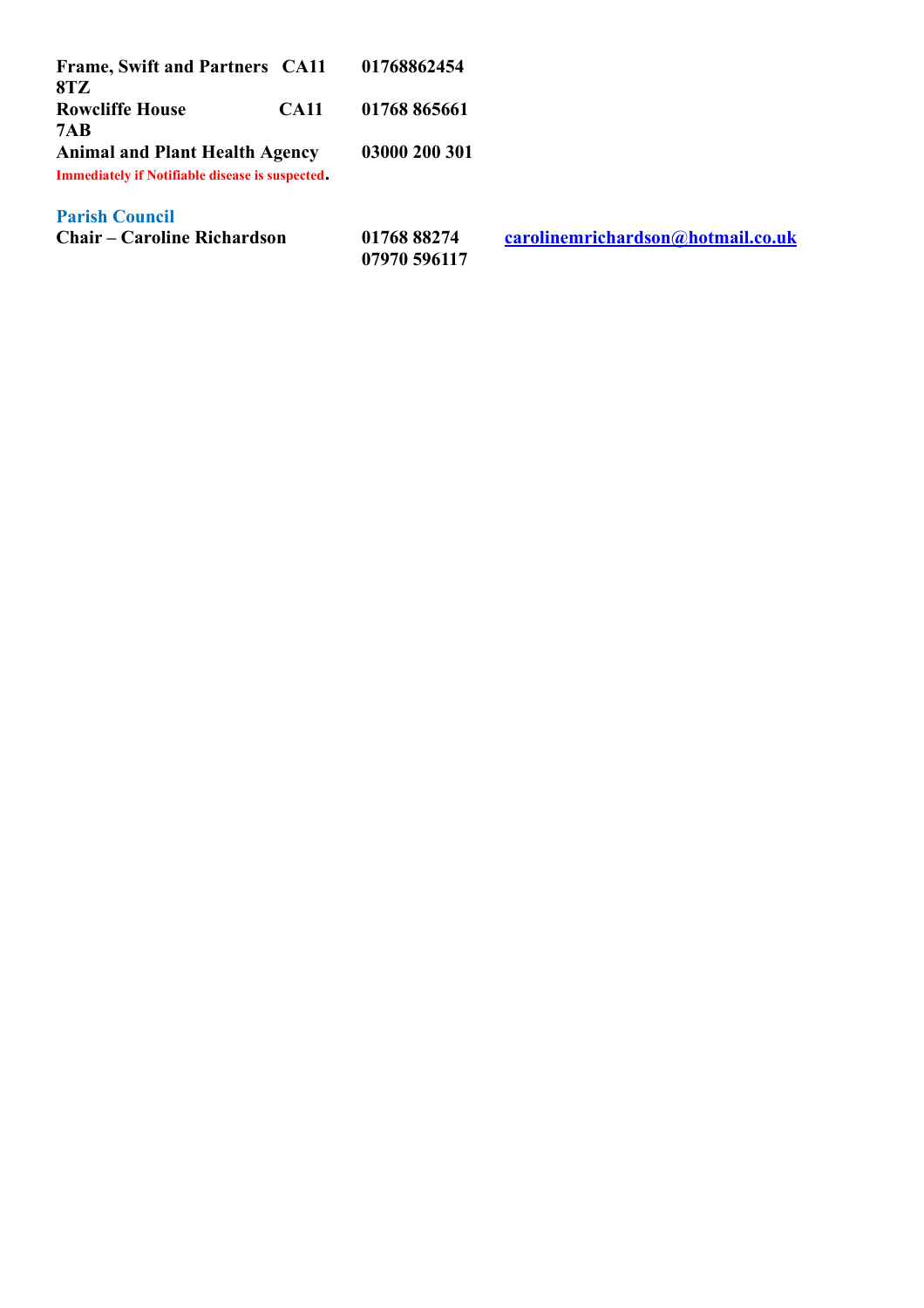| | | |
|---|---|---|
| **Frame, Swift and Partners CA11 8TZ** | **01768862454** | |
| **Rowcliffe House CA11 7AB** | **01768 865661** | |
| **Animal and Plant Health Agency** | **03000 200 301** | |

**Immediately if Notifiable disease is suspected.**

## Parish Council

| | | |
|---|---|---|
| **Chair – Caroline Richardson** | **01768 88274**<br>**07970 596117** | **carolinemrichardson@hotmail.co.uk** |